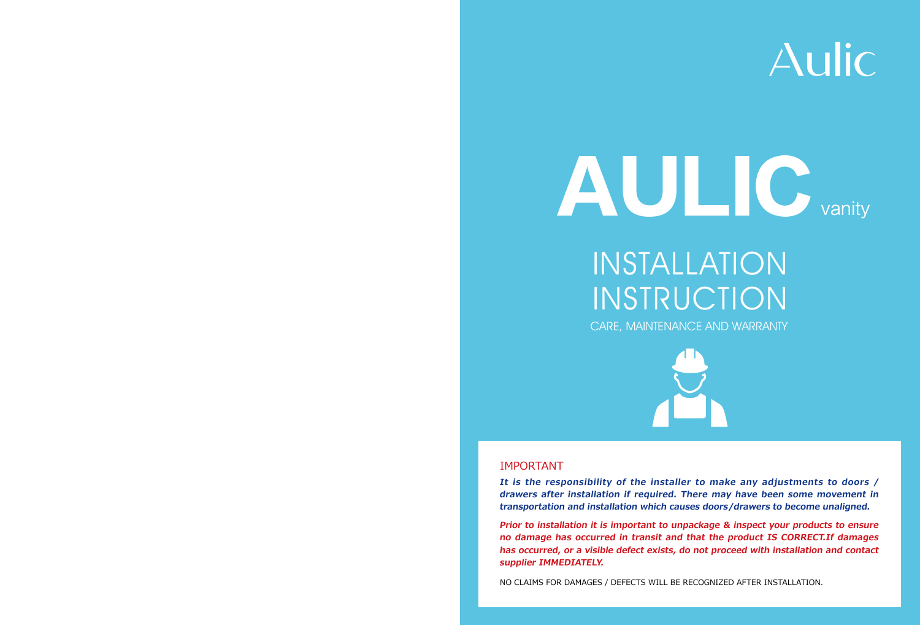Aulic

# AULIC vanity

## INSTALLATION INSTRUCTION

CARE, MAINTENANCE AND WARRANTY

### IMPORTANT

***It is the responsibility of the installer to make any adjustments to doors / drawers after installation if required. There may have been some movement in transportation and installation which causes doors/drawers to become unaligned.***

***Prior to installation it is important to unpackage & inspect your products to ensure no damage has occurred in transit and that the product IS CORRECT.If damages has occurred, or a visible defect exists, do not proceed with installation and contact supplier IMMEDIATELY.***

NO CLAIMS FOR DAMAGES / DEFECTS WILL BE RECOGNIZED AFTER INSTALLATION.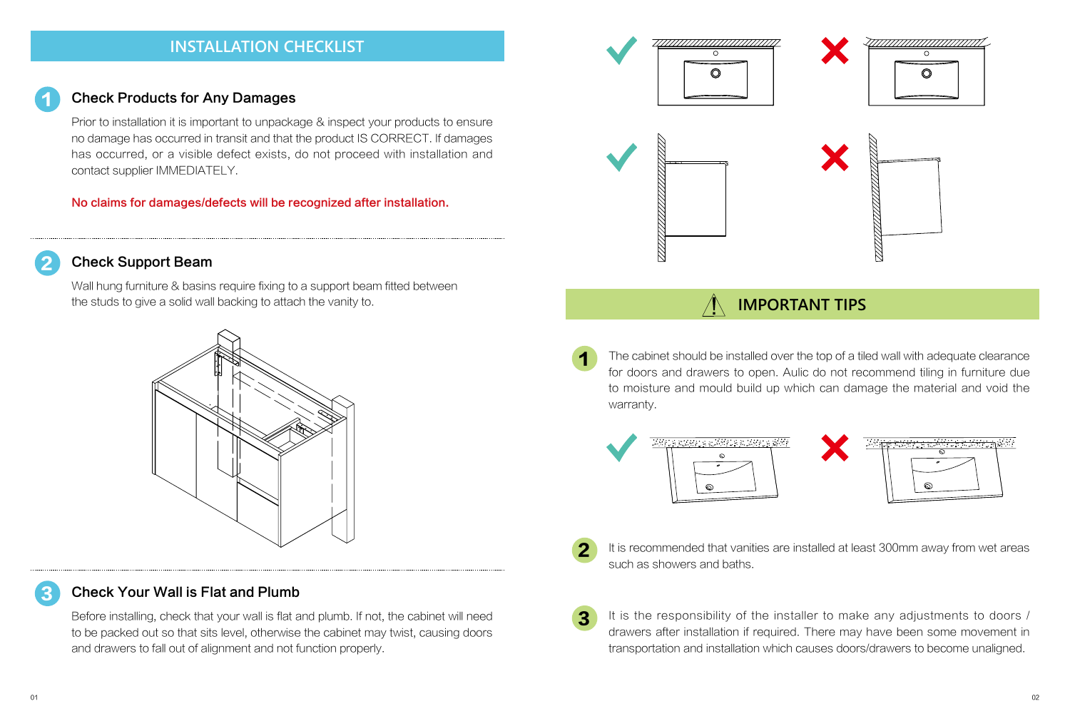## INSTALLATION CHECKLIST

### 1 Check Products for Any Damages

Prior to installation it is important to unpackage & inspect your products to ensure no damage has occurred in transit and that the product IS CORRECT. If damages has occurred, or a visible defect exists, do not proceed with installation and contact supplier IMMEDIATELY.

**No claims for damages/defects will be recognized after installation.**

### 2 Check Support Beam

Wall hung furniture & basins require fixing to a support beam fitted between the studs to give a solid wall backing to attach the vanity to.

### 3 Check Your Wall is Flat and Plumb

Before installing, check that your wall is flat and plumb. If not, the cabinet will need to be packed out so that sits level, otherwise the cabinet may twist, causing doors and drawers to fall out of alignment and not function properly.

## IMPORTANT TIPS

1. The cabinet should be installed over the top of a tiled wall with adequate clearance for doors and drawers to open. Aulic do not recommend tiling in furniture due to moisture and mould build up which can damage the material and void the warranty.

2. It is recommended that vanities are installed at least 300mm away from wet areas such as showers and baths.

3. It is the responsibility of the installer to make any adjustments to doors / drawers after installation if required. There may have been some movement in transportation and installation which causes doors/drawers to become unaligned.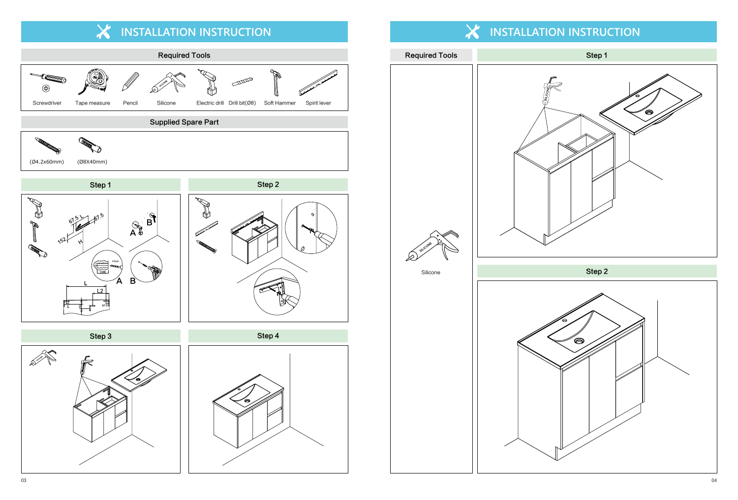# INSTALLATION INSTRUCTION

## Required Tools

Screwdriver, Tape measure, Pencil, Silicone, Electric drill, Drill bit(Ø8), Soft Hammer, Spirit lever

## Supplied Spare Part

(Ø4.2x60mm), (Ø8X40mm)

## Step 1

67.5 L 67.5

152 H

A B

L L2

## Step 2

## Step 3

## Step 4

# INSTALLATION INSTRUCTION

## Required Tools

Silicone

## Step 1

## Step 2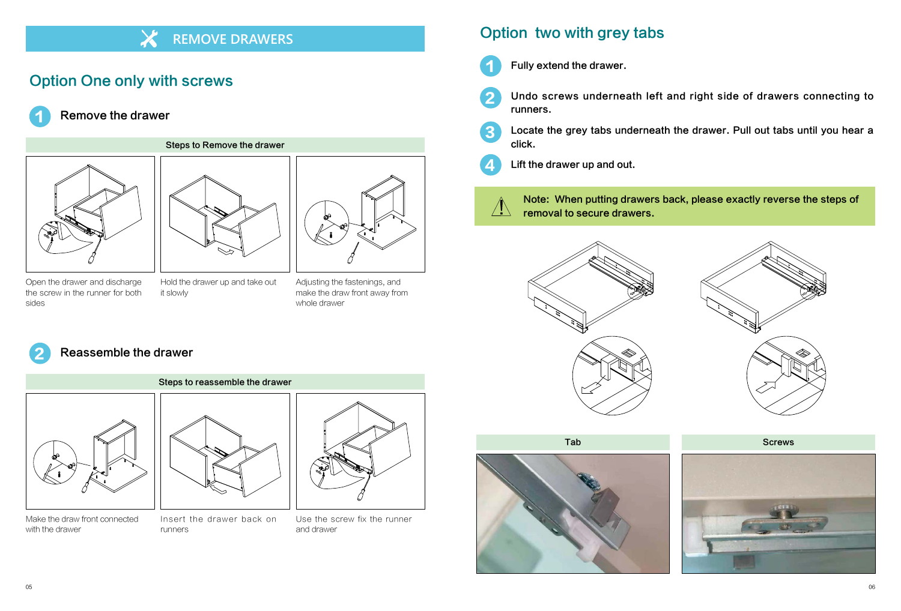# REMOVE DRAWERS

## Option One only with screws

### 1 Remove the drawer

**Steps to Remove the drawer**

Open the drawer and discharge the screw in the runner for both sides

Hold the drawer up and take out it slowly

Adjusting the fastenings, and make the draw front away from whole drawer

### 2 Reassemble the drawer

**Steps to reassemble the drawer**

Make the draw front connected with the drawer

Insert the drawer back on runners

Use the screw fix the runner and drawer

## Option two with grey tabs

1. Fully extend the drawer.
2. Undo screws underneath left and right side of drawers connecting to runners.
3. Locate the grey tabs underneath the drawer. Pull out tabs until you hear a click.
4. Lift the drawer up and out.

Note: When putting drawers back, please exactly reverse the steps of removal to secure drawers.

Tab

Screws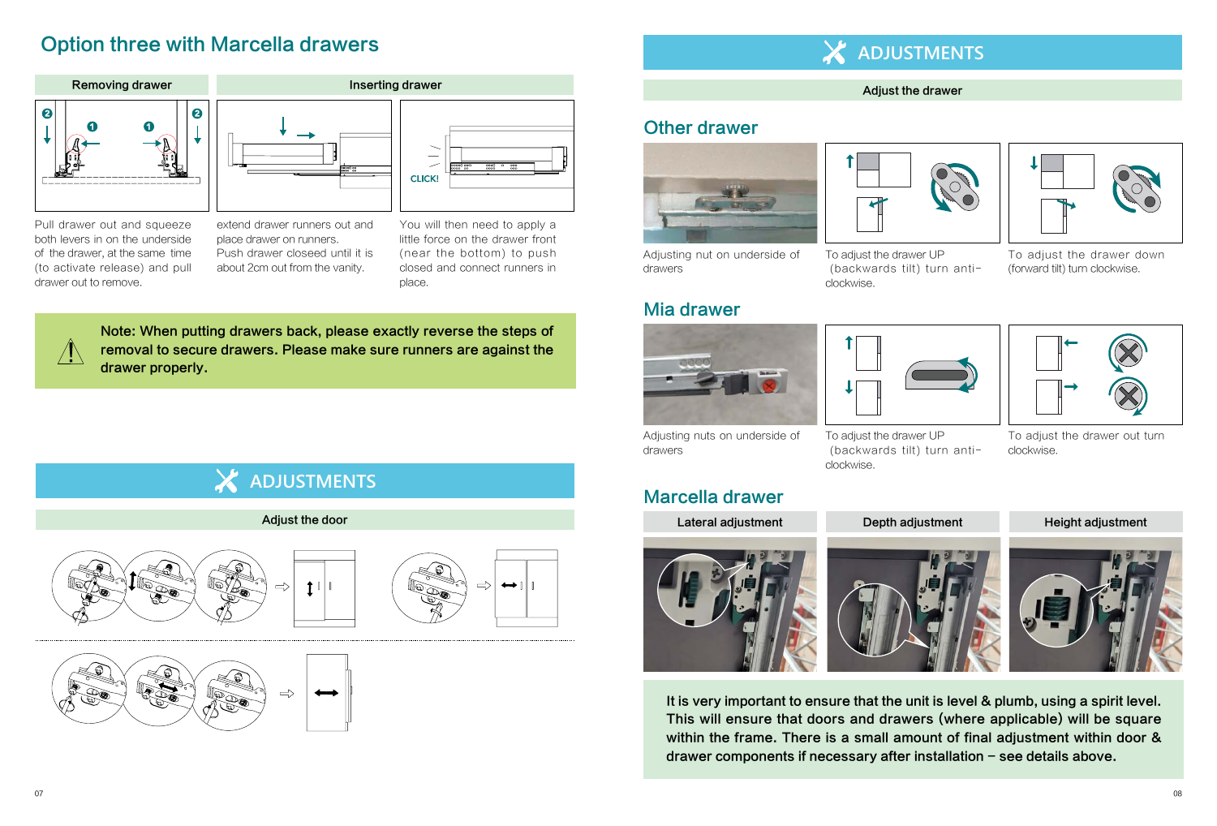## Option three with Marcella drawers

### Removing drawer

Pull drawer out and squeeze both levers in on the underside of the drawer, at the same time (to activate release) and pull drawer out to remove.

### Inserting drawer

extend drawer runners out and place drawer on runners. Push drawer closeed until it is about 2cm out from the vanity.

You will then need to apply a little force on the drawer front (near the bottom) to push closed and connect runners in place.

**Note: When putting drawers back, please exactly reverse the steps of removal to secure drawers. Please make sure runners are against the drawer properly.**

## ADJUSTMENTS

### Adjust the door

## ADJUSTMENTS

### Adjust the drawer

### Other drawer

Adjusting nut on underside of drawers

To adjust the drawer UP (backwards tilt) turn anti-clockwise.

To adjust the drawer down (forward tilt) turn clockwise.

### Mia drawer

Adjusting nuts on underside of drawers

To adjust the drawer UP (backwards tilt) turn anti-clockwise.

To adjust the drawer out turn clockwise.

### Marcella drawer

| Lateral adjustment | Depth adjustment | Height adjustment |
| --- | --- | --- |

**It is very important to ensure that the unit is level & plumb, using a spirit level. This will ensure that doors and drawers (where applicable) will be square within the frame. There is a small amount of final adjustment within door & drawer components if necessary after installation – see details above.**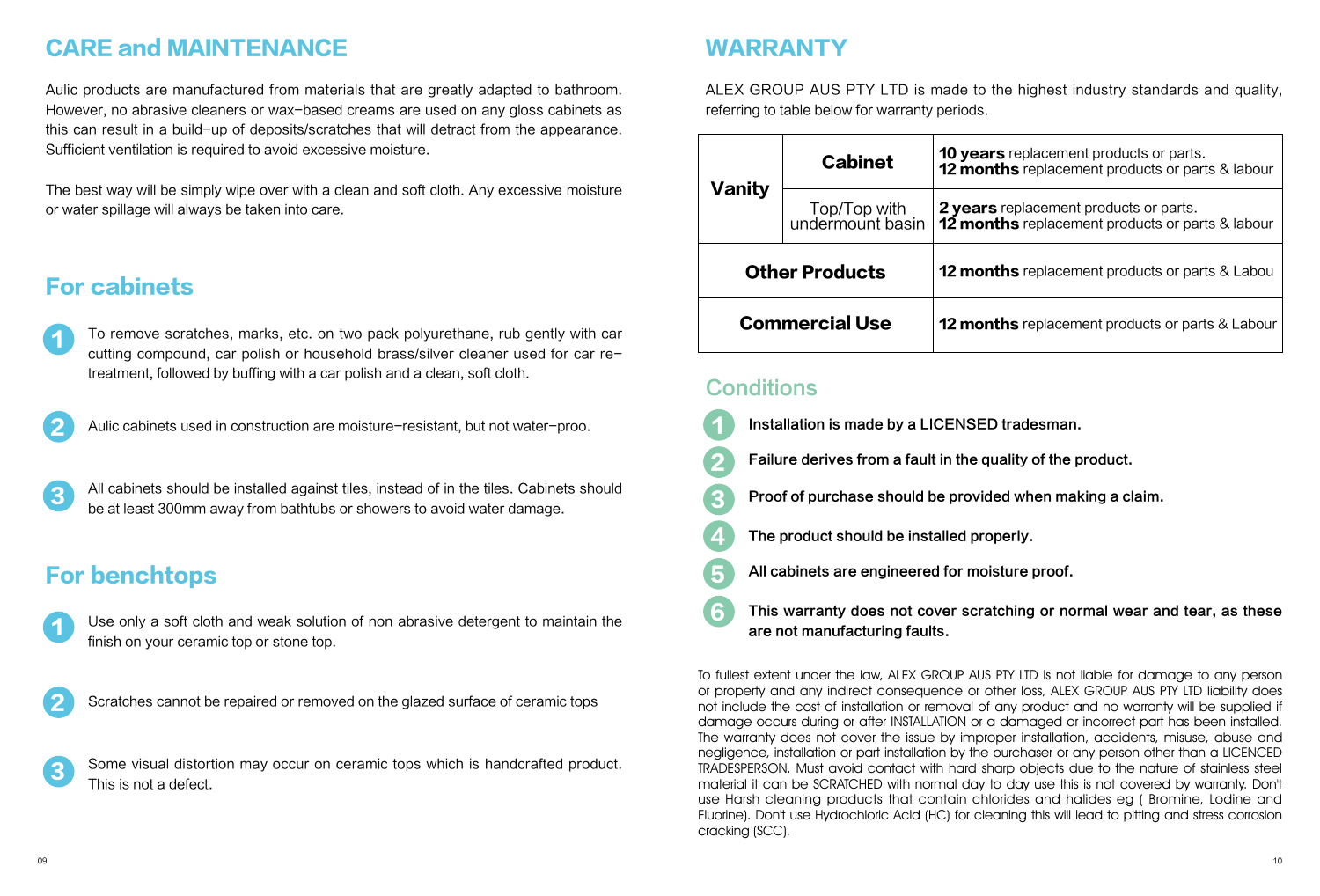## CARE and MAINTENANCE

Aulic products are manufactured from materials that are greatly adapted to bathroom. However, no abrasive cleaners or wax-based creams are used on any gloss cabinets as this can result in a build-up of deposits/scratches that will detract from the appearance. Sufficient ventilation is required to avoid excessive moisture.

The best way will be simply wipe over with a clean and soft cloth. Any excessive moisture or water spillage will always be taken into care.

### For cabinets

1. To remove scratches, marks, etc. on two pack polyurethane, rub gently with car cutting compound, car polish or household brass/silver cleaner used for car re-treatment, followed by buffing with a car polish and a clean, soft cloth.
2. Aulic cabinets used in construction are moisture-resistant, but not water-proo.
3. All cabinets should be installed against tiles, instead of in the tiles. Cabinets should be at least 300mm away from bathtubs or showers to avoid water damage.

### For benchtops

1. Use only a soft cloth and weak solution of non abrasive detergent to maintain the finish on your ceramic top or stone top.
2. Scratches cannot be repaired or removed on the glazed surface of ceramic tops
3. Some visual distortion may occur on ceramic tops which is handcrafted product. This is not a defect.

## WARRANTY

ALEX GROUP AUS PTY LTD is made to the highest industry standards and quality, referring to table below for warranty periods.

| | | |
|---|---|---|
| **Vanity** | **Cabinet** | **10 years** replacement products or parts.<br>**12 months** replacement products or parts & labour |
| | Top/Top with undermount basin | **2 years** replacement products or parts.<br>**12 months** replacement products or parts & labour |
| **Other Products** | | **12 months** replacement products or parts & Labou |
| **Commercial Use** | | **12 months** replacement products or parts & Labour |

### Conditions

1. **Installation is made by a LICENSED tradesman.**
2. **Failure derives from a fault in the quality of the product.**
3. **Proof of purchase should be provided when making a claim.**
4. **The product should be installed properly.**
5. **All cabinets are engineered for moisture proof.**
6. **This warranty does not cover scratching or normal wear and tear, as these are not manufacturing faults.**

To fullest extent under the law, ALEX GROUP AUS PTY LTD is not liable for damage to any person or property and any indirect consequence or other loss, ALEX GROUP AUS PTY LTD liability does not include the cost of installation or removal of any product and no warranty will be supplied if damage occurs during or after INSTALLATION or a damaged or incorrect part has been installed. The warranty does not cover the issue by improper installation, accidents, misuse, abuse and negligence, installation or part installation by the purchaser or any person other than a LICENCED TRADESPERSON. Must avoid contact with hard sharp objects due to the nature of stainless steel material it can be SCRATCHED with normal day to day use this is not covered by warranty. Don't use Harsh cleaning products that contain chlorides and halides eg ( Bromine, Lodine and Fluorine). Don't use Hydrochloric Acid (HC) for cleaning this will lead to pitting and stress corrosion cracking (SCC).